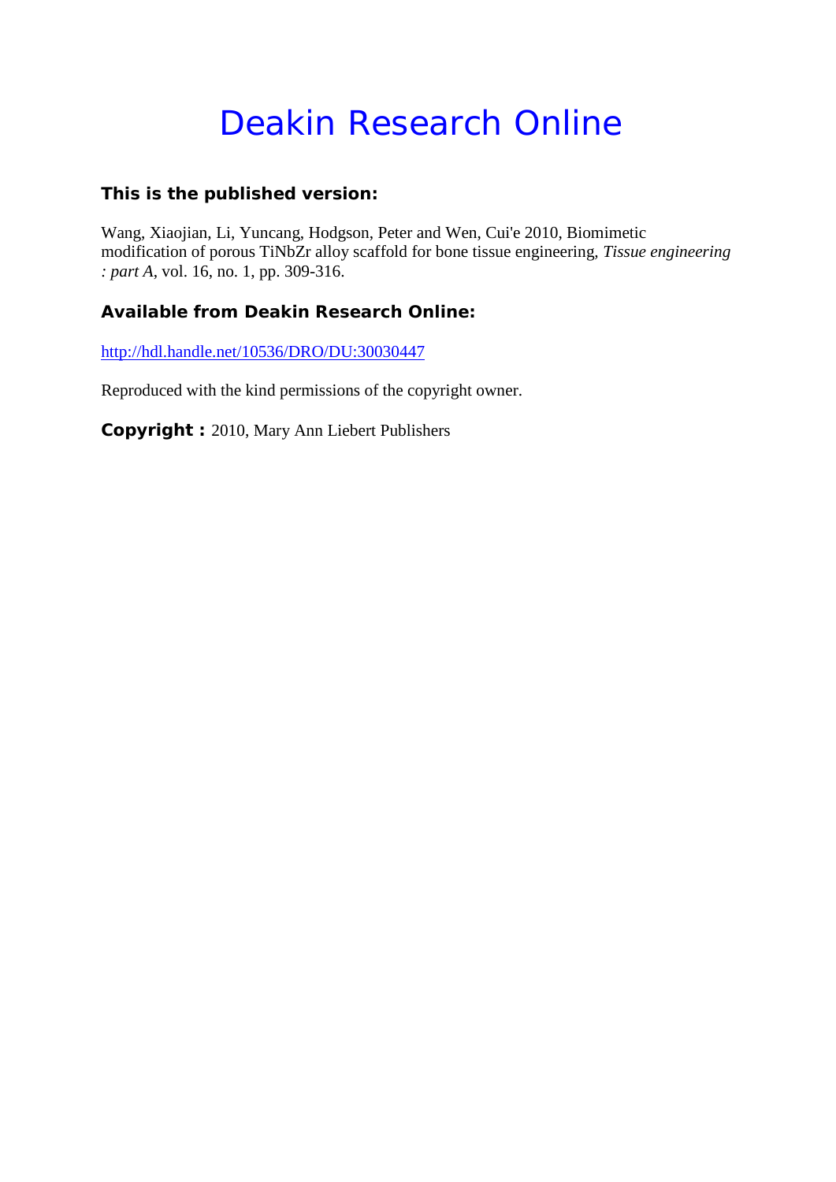# Deakin Research Online

### This is the published version:

Wang, Xiaojian, Li, Yuncang, Hodgson, Peter and Wen, Cui'e 2010, Biomimetic modification of porous TiNbZr alloy scaffold for bone tissue engineering, *Tissue engineering : part A*, vol. 16, no. 1, pp. 309-316.

### Available from Deakin Research Online:

http://hdl.handle.net/10536/DRO/DU:30030447

Reproduced with the kind permissions of the copyright owner.

**Copyright :** 2010, Mary Ann Liebert Publishers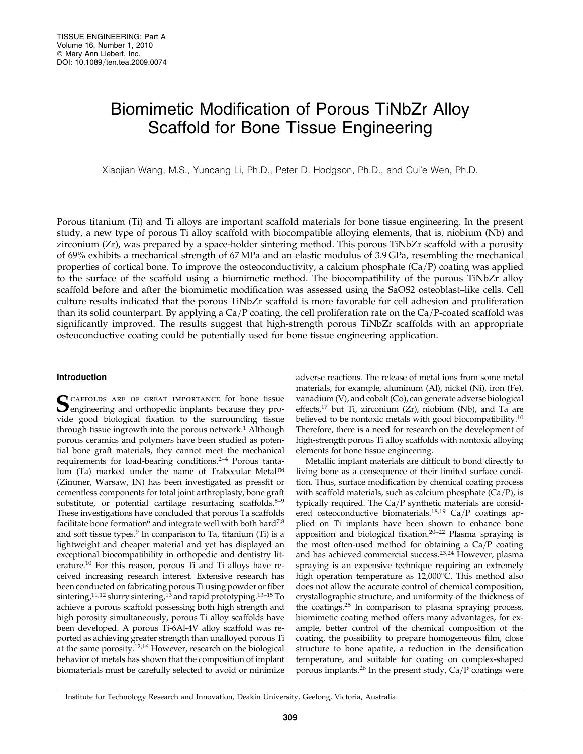# Biomimetic Modification of Porous TiNbZr Alloy Scaffold for Bone Tissue Engineering

Xiaojian Wang, M.S., Yuncang Li, Ph.D., Peter D. Hodgson, Ph.D., and Cui'e Wen, Ph.D.

Porous titanium (Ti) and Ti alloys are important scaffold materials for bone tissue engineering. In the present study, a new type of porous Ti alloy scaffold with biocompatible alloying elements, that is, niobium (Nb) and zirconium (Zr), was prepared by a space-holder sintering method. This porous TiNbZr scaffold with a porosity of 69% exhibits a mechanical strength of 67 MPa and an elastic modulus of 3.9 GPa, resembling the mechanical properties of cortical bone. To improve the osteoconductivity, a calcium phosphate (Ca/P) coating was applied to the surface of the scaffold using a biomimetic method. The biocompatibility of the porous TiNbZr alloy scaffold before and after the biomimetic modification was assessed using the SaOS2 osteoblast–like cells. Cell culture results indicated that the porous TiNbZr scaffold is more favorable for cell adhesion and proliferation than its solid counterpart. By applying a Ca/P coating, the cell proliferation rate on the Ca/P-coated scaffold was significantly improved. The results suggest that high-strength porous TiNbZr scaffolds with an appropriate osteoconductive coating could be potentially used for bone tissue engineering application.

## Introduction

Scaffolds are of great importance for bone tissue engineering and orthopedic implants because they provide good biological fixation to the surrounding tissue through tissue ingrowth into the porous network.[1] Although porous ceramics and polymers have been studied as potential bone graft materials, they cannot meet the mechanical requirements for load-bearing conditions.[2–4] Porous tantalum (Ta) marked under the name of Trabecular Metal™ (Zimmer, Warsaw, IN) has been investigated as pressfit or cementless components for total joint arthroplasty, bone graft substitute, or potential cartilage resurfacing scaffolds.[5–9] These investigations have concluded that porous Ta scaffolds facilitate bone formation[6] and integrate well with both hard[7,8] and soft tissue types.[9] In comparison to Ta, titanium (Ti) is a lightweight and cheaper material and yet has displayed an exceptional biocompatibility in orthopedic and dentistry literature.[10] For this reason, porous Ti and Ti alloys have received increasing research interest. Extensive research has been conducted on fabricating porous Ti using powder or fiber sintering,[11,12] slurry sintering,[13] and rapid prototyping.[13–15] To achieve a porous scaffold possessing both high strength and high porosity simultaneously, porous Ti alloy scaffolds have been developed. A porous Ti-6Al-4V alloy scaffold was reported as achieving greater strength than unalloyed porous Ti at the same porosity.[12,16] However, research on the biological behavior of metals has shown that the composition of implant biomaterials must be carefully selected to avoid or minimize adverse reactions. The release of metal ions from some metal materials, for example, aluminum (Al), nickel (Ni), iron (Fe), vanadium (V), and cobalt (Co), can generate adverse biological effects,[17] but Ti, zirconium (Zr), niobium (Nb), and Ta are believed to be nontoxic metals with good biocompatibility.[10] Therefore, there is a need for research on the development of high-strength porous Ti alloy scaffolds with nontoxic alloying elements for bone tissue engineering.

Metallic implant materials are difficult to bond directly to living bone as a consequence of their limited surface condition. Thus, surface modification by chemical coating process with scaffold materials, such as calcium phosphate (Ca/P), is typically required. The Ca/P synthetic materials are considered osteoconductive biomaterials.[18,19] Ca/P coatings applied on Ti implants have been shown to enhance bone apposition and biological fixation.[20–22] Plasma spraying is the most often-used method for obtaining a Ca/P coating and has achieved commercial success.[23,24] However, plasma spraying is an expensive technique requiring an extremely high operation temperature as 12,000°C. This method also does not allow the accurate control of chemical composition, crystallographic structure, and uniformity of the thickness of the coatings.[25] In comparison to plasma spraying process, biomimetic coating method offers many advantages, for example, better control of the chemical composition of the coating, the possibility to prepare homogeneous film, close structure to bone apatite, a reduction in the densification temperature, and suitable for coating on complex-shaped porous implants.[26] In the present study, Ca/P coatings were

Institute for Technology Research and Innovation, Deakin University, Geelong, Victoria, Australia.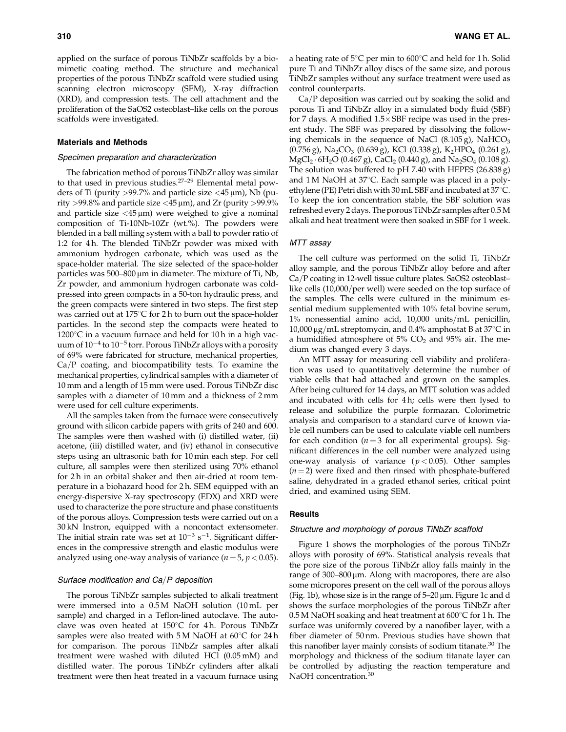applied on the surface of porous TiNbZr scaffolds by a biomimetic coating method. The structure and mechanical properties of the porous TiNbZr scaffold were studied using scanning electron microscopy (SEM), X-ray diffraction (XRD), and compression tests. The cell attachment and the proliferation of the SaOS2 osteoblast–like cells on the porous scaffolds were investigated.

## Materials and Methods

### *Specimen preparation and characterization*

The fabrication method of porous TiNbZr alloy was similar to that used in previous studies.[27–29] Elemental metal powders of Ti (purity >99.7% and particle size <45 μm), Nb (purity >99.8% and particle size <45 μm), and Zr (purity >99.9% and particle size <45 μm) were weighed to give a nominal composition of Ti-10Nb-10Zr (wt.%). The powders were blended in a ball milling system with a ball to powder ratio of 1:2 for 4 h. The blended TiNbZr powder was mixed with ammonium hydrogen carbonate, which was used as the space-holder material. The size selected of the space-holder particles was 500–800 μm in diameter. The mixture of Ti, Nb, Zr powder, and ammonium hydrogen carbonate was cold-pressed into green compacts in a 50-ton hydraulic press, and the green compacts were sintered in two steps. The first step was carried out at 175°C for 2 h to burn out the space-holder particles. In the second step the compacts were heated to 1200°C in a vacuum furnace and held for 10 h in a high vacuum of $10^{-4}$ to $10^{-5}$ torr. Porous TiNbZr alloys with a porosity of 69% were fabricated for structure, mechanical properties, Ca/P coating, and biocompatibility tests. To examine the mechanical properties, cylindrical samples with a diameter of 10 mm and a length of 15 mm were used. Porous TiNbZr disc samples with a diameter of 10 mm and a thickness of 2 mm were used for cell culture experiments.

All the samples taken from the furnace were consecutively ground with silicon carbide papers with grits of 240 and 600. The samples were then washed with (i) distilled water, (ii) acetone, (iii) distilled water, and (iv) ethanol in consecutive steps using an ultrasonic bath for 10 min each step. For cell culture, all samples were then sterilized using 70% ethanol for 2 h in an orbital shaker and then air-dried at room temperature in a biohazard hood for 2 h. SEM equipped with an energy-dispersive X-ray spectroscopy (EDX) and XRD were used to characterize the pore structure and phase constituents of the porous alloys. Compression tests were carried out on a 30 kN Instron, equipped with a noncontact extensometer. The initial strain rate was set at $10^{-3}$ $s^{-1}$. Significant differences in the compressive strength and elastic modulus were analyzed using one-way analysis of variance ($n = 5$, $p < 0.05$).

### *Surface modification and Ca/P deposition*

The porous TiNbZr samples subjected to alkali treatment were immersed into a 0.5 M NaOH solution (10 mL per sample) and charged in a Teflon-lined autoclave. The autoclave was oven heated at 150°C for 4 h. Porous TiNbZr samples were also treated with 5 M NaOH at 60°C for 24 h for comparison. The porous TiNbZr samples after alkali treatment were washed with diluted HCl (0.05 mM) and distilled water. The porous TiNbZr cylinders after alkali treatment were then heat treated in a vacuum furnace using a heating rate of 5°C per min to 600°C and held for 1 h. Solid pure Ti and TiNbZr alloy discs of the same size, and porous TiNbZr samples without any surface treatment were used as control counterparts.

Ca/P deposition was carried out by soaking the solid and porous Ti and TiNbZr alloy in a simulated body fluid (SBF) for 7 days. A modified 1.5× SBF recipe was used in the present study. The SBF was prepared by dissolving the following chemicals in the sequence of NaCl (8.105 g), $NaHCO_3$ (0.756 g), $Na_2CO_3$ (0.639 g), KCl (0.338 g), $K_2HPO_4$ (0.261 g), $MgCl_2 \cdot 6H_2O$ (0.467 g), $CaCl_2$ (0.440 g), and $Na_2SO_4$ (0.108 g). The solution was buffered to pH 7.40 with HEPES (26.838 g) and 1 M NaOH at 37°C. Each sample was placed in a polyethylene (PE) Petri dish with 30 mL SBF and incubated at 37°C. To keep the ion concentration stable, the SBF solution was refreshed every 2 days. The porous TiNbZr samples after 0.5 M alkali and heat treatment were then soaked in SBF for 1 week.

### *MTT assay*

The cell culture was performed on the solid Ti, TiNbZr alloy sample, and the porous TiNbZr alloy before and after Ca/P coating in 12-well tissue culture plates. SaOS2 osteoblast–like cells (10,000/per well) were seeded on the top surface of the samples. The cells were cultured in the minimum essential medium supplemented with 10% fetal bovine serum, 1% nonessential amino acid, 10,000 units/mL penicillin, 10,000 μg/mL streptomycin, and 0.4% amphostat B at 37°C in a humidified atmosphere of 5% $CO_2$ and 95% air. The medium was changed every 3 days.

An MTT assay for measuring cell viability and proliferation was used to quantitatively determine the number of viable cells that had attached and grown on the samples. After being cultured for 14 days, an MTT solution was added and incubated with cells for 4 h; cells were then lysed to release and solubilize the purple formazan. Colorimetric analysis and comparison to a standard curve of known viable cell numbers can be used to calculate viable cell numbers for each condition ($n = 3$ for all experimental groups). Significant differences in the cell number were analyzed using one-way analysis of variance ($p < 0.05$). Other samples ($n = 2$) were fixed and then rinsed with phosphate-buffered saline, dehydrated in a graded ethanol series, critical point dried, and examined using SEM.

## Results

### *Structure and morphology of porous TiNbZr scaffold*

Figure 1 shows the morphologies of the porous TiNbZr alloys with porosity of 69%. Statistical analysis reveals that the pore size of the porous TiNbZr alloy falls mainly in the range of 300–800 μm. Along with macropores, there are also some micropores present on the cell wall of the porous alloys (Fig. 1b), whose size is in the range of 5–20 μm. Figure 1c and d shows the surface morphologies of the porous TiNbZr after 0.5 M NaOH soaking and heat treatment at 600°C for 1 h. The surface was uniformly covered by a nanofiber layer, with a fiber diameter of 50 nm. Previous studies have shown that this nanofiber layer mainly consists of sodium titanate.[30] The morphology and thickness of the sodium titanate layer can be controlled by adjusting the reaction temperature and NaOH concentration.[30]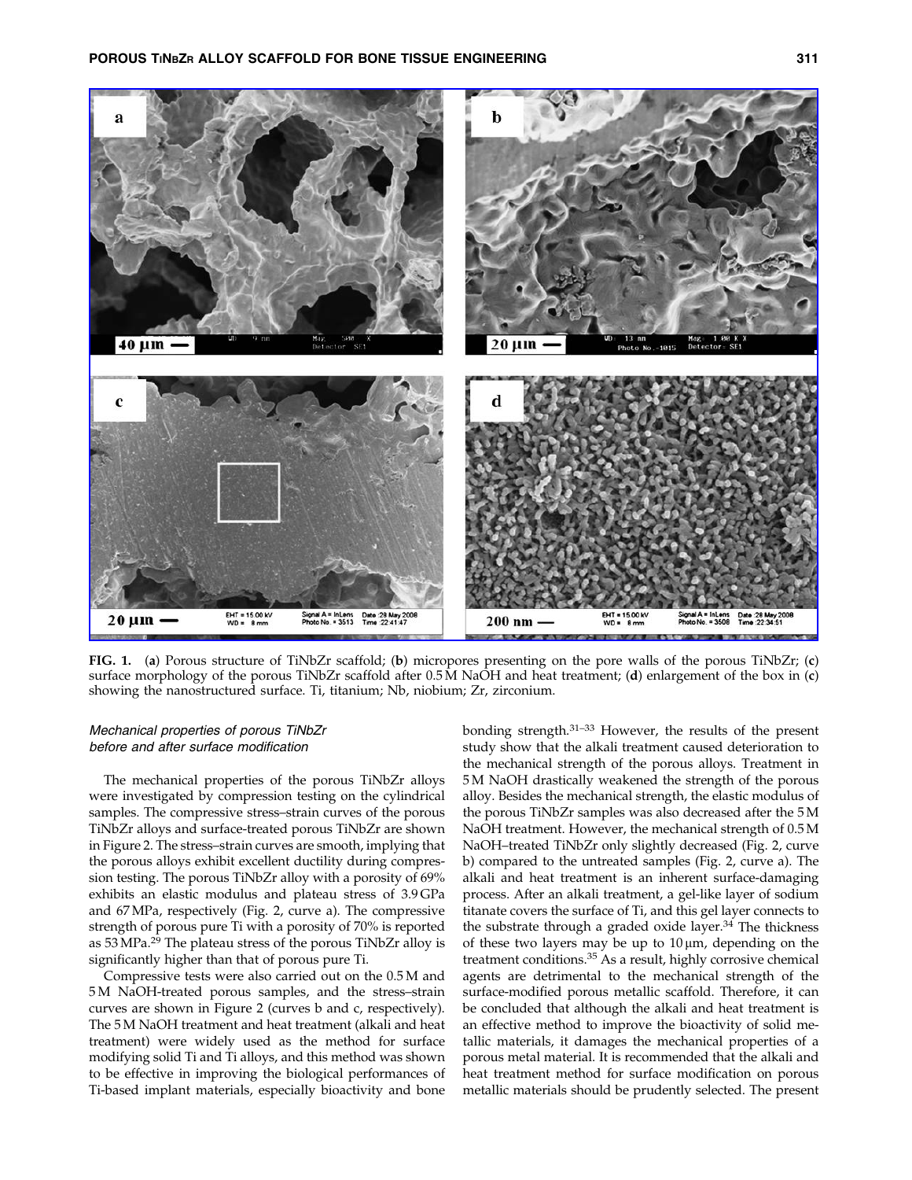FIG. 1. (**a**) Porous structure of TiNbZr scaffold; (**b**) micropores presenting on the pore walls of the porous TiNbZr; (**c**) surface morphology of the porous TiNbZr scaffold after 0.5 M NaOH and heat treatment; (**d**) enlargement of the box in (**c**) showing the nanostructured surface. Ti, titanium; Nb, niobium; Zr, zirconium.

### *Mechanical properties of porous TiNbZr before and after surface modification*

The mechanical properties of the porous TiNbZr alloys were investigated by compression testing on the cylindrical samples. The compressive stress–strain curves of the porous TiNbZr alloys and surface-treated porous TiNbZr are shown in Figure 2. The stress–strain curves are smooth, implying that the porous alloys exhibit excellent ductility during compression testing. The porous TiNbZr alloy with a porosity of 69% exhibits an elastic modulus and plateau stress of 3.9 GPa and 67 MPa, respectively (Fig. 2, curve a). The compressive strength of porous pure Ti with a porosity of 70% is reported as 53 MPa.[29] The plateau stress of the porous TiNbZr alloy is significantly higher than that of porous pure Ti.

Compressive tests were also carried out on the 0.5 M and 5 M NaOH-treated porous samples, and the stress–strain curves are shown in Figure 2 (curves b and c, respectively). The 5 M NaOH treatment and heat treatment (alkali and heat treatment) were widely used as the method for surface modifying solid Ti and Ti alloys, and this method was shown to be effective in improving the biological performances of Ti-based implant materials, especially bioactivity and bone bonding strength.[31–33] However, the results of the present study show that the alkali treatment caused deterioration to the mechanical strength of the porous alloys. Treatment in 5 M NaOH drastically weakened the strength of the porous alloy. Besides the mechanical strength, the elastic modulus of the porous TiNbZr samples was also decreased after the 5 M NaOH treatment. However, the mechanical strength of 0.5 M NaOH–treated TiNbZr only slightly decreased (Fig. 2, curve b) compared to the untreated samples (Fig. 2, curve a). The alkali and heat treatment is an inherent surface-damaging process. After an alkali treatment, a gel-like layer of sodium titanate covers the surface of Ti, and this gel layer connects to the substrate through a graded oxide layer.[34] The thickness of these two layers may be up to 10 μm, depending on the treatment conditions.[35] As a result, highly corrosive chemical agents are detrimental to the mechanical strength of the surface-modified porous metallic scaffold. Therefore, it can be concluded that although the alkali and heat treatment is an effective method to improve the bioactivity of solid metallic materials, it damages the mechanical properties of a porous metal material. It is recommended that the alkali and heat treatment method for surface modification on porous metallic materials should be prudently selected. The present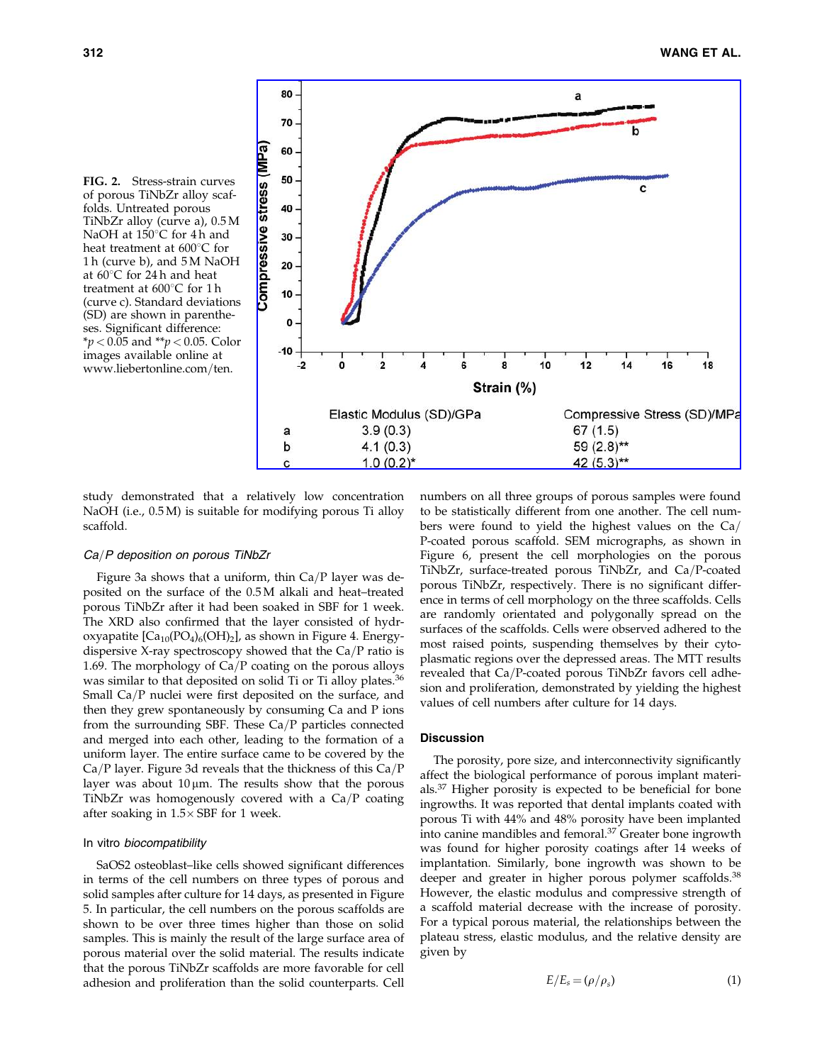| | Elastic Modulus (SD)/GPa | Compressive Stress (SD)/MPa |
|---|---|---|
| a | 3.9 (0.3) | 67 (1.5) |
| b | 4.1 (0.3) | 59 (2.8)** |
| c | 1.0 (0.2)* | 42 (5.3)** |

FIG. 2. Stress-strain curves of porous TiNbZr alloy scaffolds. Untreated porous TiNbZr alloy (curve a), 0.5 M NaOH at 150°C for 4 h and heat treatment at 600°C for 1 h (curve b), and 5 M NaOH at 60°C for 24 h and heat treatment at 600°C for 1 h (curve c). Standard deviations (SD) are shown in parentheses. Significant difference: *$p < 0.05$ and **$p < 0.05$. Color images available online at www.liebertonline.com/ten.

study demonstrated that a relatively low concentration NaOH (i.e., 0.5 M) is suitable for modifying porous Ti alloy scaffold.

### *Ca/P deposition on porous TiNbZr*

Figure 3a shows that a uniform, thin Ca/P layer was deposited on the surface of the 0.5 M alkali and heat–treated porous TiNbZr after it had been soaked in SBF for 1 week. The XRD also confirmed that the layer consisted of hydroxyapatite [$Ca_{10}(PO_4)_6(OH)_2$], as shown in Figure 4. Energy-dispersive X-ray spectroscopy showed that the Ca/P ratio is 1.69. The morphology of Ca/P coating on the porous alloys was similar to that deposited on solid Ti or Ti alloy plates.[36] Small Ca/P nuclei were first deposited on the surface, and then they grew spontaneously by consuming Ca and P ions from the surrounding SBF. These Ca/P particles connected and merged into each other, leading to the formation of a uniform layer. The entire surface came to be covered by the Ca/P layer. Figure 3d reveals that the thickness of this Ca/P layer was about 10 μm. The results show that the porous TiNbZr was homogenously covered with a Ca/P coating after soaking in 1.5× SBF for 1 week.

### In vitro *biocompatibility*

SaOS2 osteoblast–like cells showed significant differences in terms of the cell numbers on three types of porous and solid samples after culture for 14 days, as presented in Figure 5. In particular, the cell numbers on the porous scaffolds are shown to be over three times higher than those on solid samples. This is mainly the result of the large surface area of porous material over the solid material. The results indicate that the porous TiNbZr scaffolds are more favorable for cell adhesion and proliferation than the solid counterparts. Cell numbers on all three groups of porous samples were found to be statistically different from one another. The cell numbers were found to yield the highest values on the Ca/P-coated porous scaffold. SEM micrographs, as shown in Figure 6, present the cell morphologies on the porous TiNbZr, surface-treated porous TiNbZr, and Ca/P-coated porous TiNbZr, respectively. There is no significant difference in terms of cell morphology on the three scaffolds. Cells are randomly orientated and polygonally spread on the surfaces of the scaffolds. Cells were observed adhered to the most raised points, suspending themselves by their cytoplasmatic regions over the depressed areas. The MTT results revealed that Ca/P-coated porous TiNbZr favors cell adhesion and proliferation, demonstrated by yielding the highest values of cell numbers after culture for 14 days.

## Discussion

The porosity, pore size, and interconnectivity significantly affect the biological performance of porous implant materials.[37] Higher porosity is expected to be beneficial for bone ingrowths. It was reported that dental implants coated with porous Ti with 44% and 48% porosity have been implanted into canine mandibles and femoral.[37] Greater bone ingrowth was found for higher porosity coatings after 14 weeks of implantation. Similarly, bone ingrowth was shown to be deeper and greater in higher porous polymer scaffolds.[38] However, the elastic modulus and compressive strength of a scaffold material decrease with the increase of porosity. For a typical porous material, the relationships between the plateau stress, elastic modulus, and the relative density are given by

$$E/E_s = (\rho/\rho_s) \quad (1)$$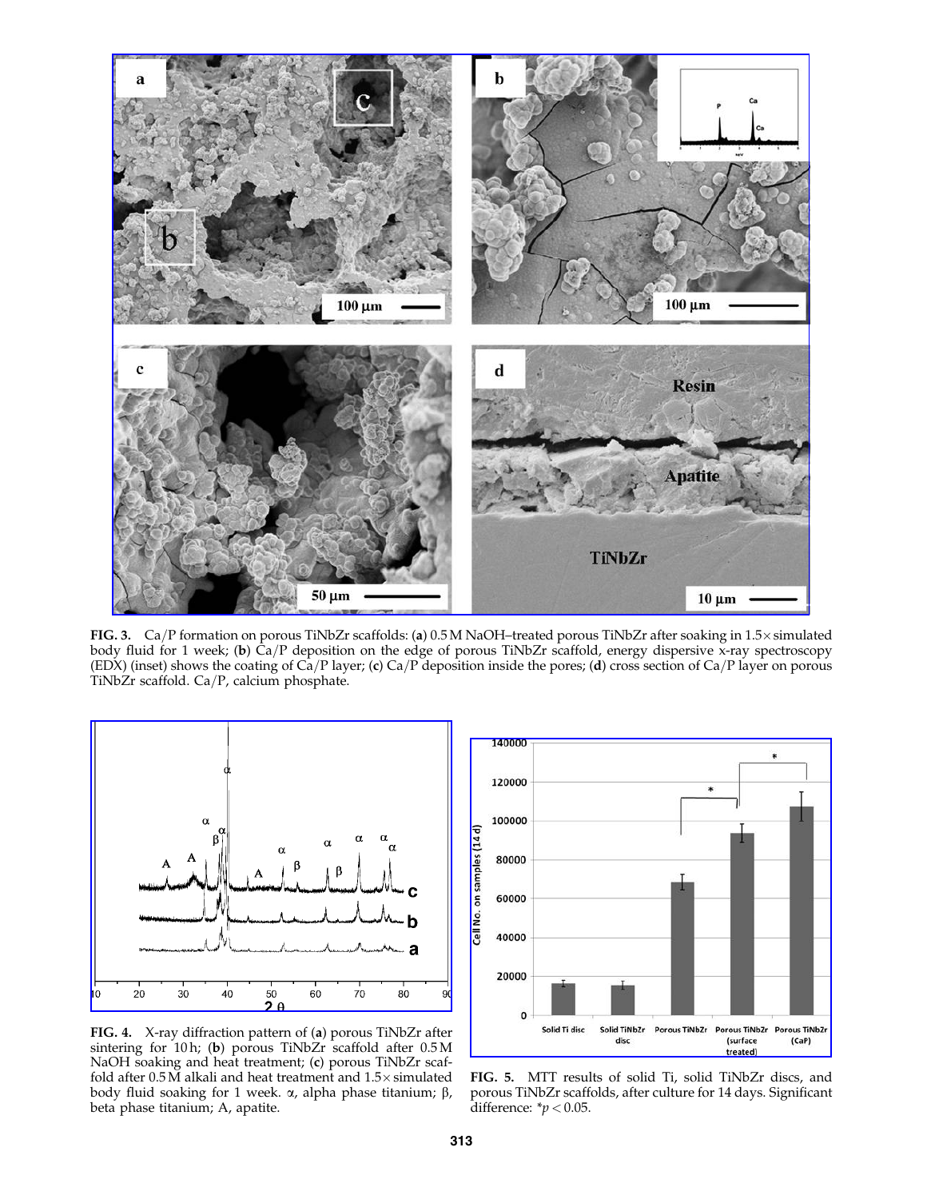**FIG. 3.** Ca/P formation on porous TiNbZr scaffolds: (**a**) 0.5 M NaOH–treated porous TiNbZr after soaking in 1.5× simulated body fluid for 1 week; (**b**) Ca/P deposition on the edge of porous TiNbZr scaffold, energy dispersive x-ray spectroscopy (EDX) (inset) shows the coating of Ca/P layer; (**c**) Ca/P deposition inside the pores; (**d**) cross section of Ca/P layer on porous TiNbZr scaffold. Ca/P, calcium phosphate.

**FIG. 4.** X-ray diffraction pattern of (**a**) porous TiNbZr after sintering for 10 h; (**b**) porous TiNbZr scaffold after 0.5 M NaOH soaking and heat treatment; (**c**) porous TiNbZr scaffold after 0.5 M alkali and heat treatment and 1.5× simulated body fluid soaking for 1 week. α, alpha phase titanium; β, beta phase titanium; A, apatite.

**FIG. 5.** MTT results of solid Ti, solid TiNbZr discs, and porous TiNbZr scaffolds, after culture for 14 days. Significant difference: $*p < 0.05$.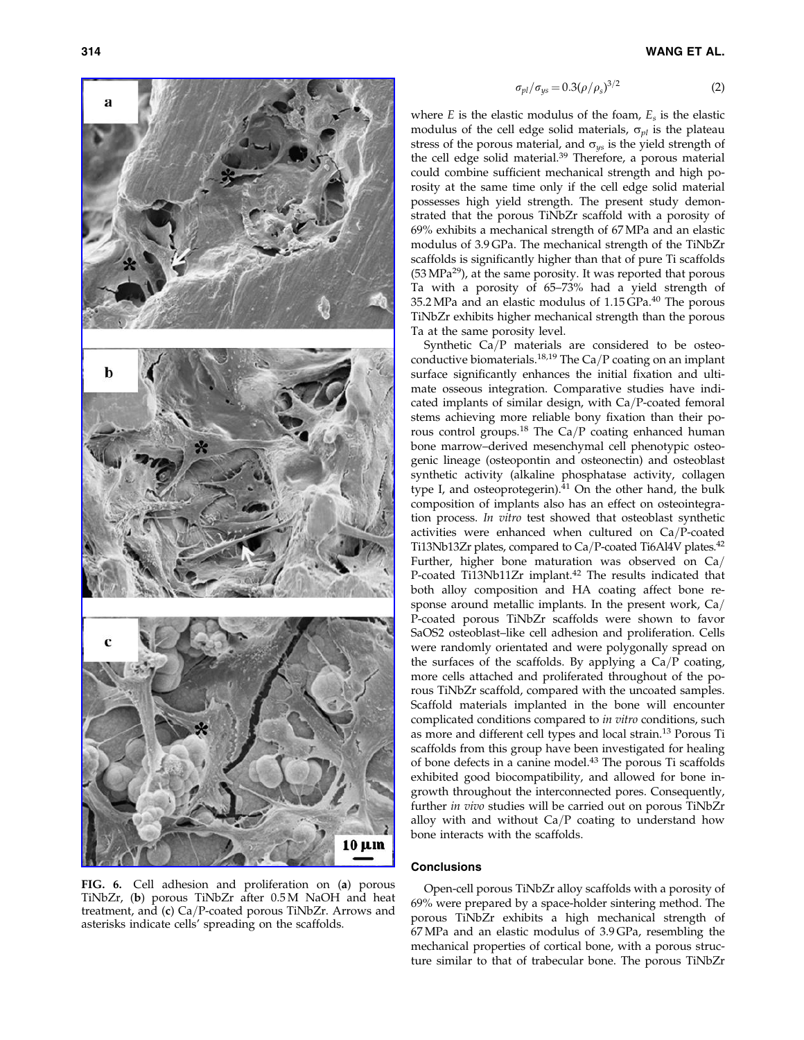FIG. 6. Cell adhesion and proliferation on (**a**) porous TiNbZr, (**b**) porous TiNbZr after 0.5 M NaOH and heat treatment, and (**c**) Ca/P-coated porous TiNbZr. Arrows and asterisks indicate cells' spreading on the scaffolds.

$$\sigma_{pl}/\sigma_{ys} = 0.3(\rho/\rho_s)^{3/2} \tag{2}$$

where $E$ is the elastic modulus of the foam, $E_s$ is the elastic modulus of the cell edge solid materials, $\sigma_{pl}$ is the plateau stress of the porous material, and $\sigma_{ys}$ is the yield strength of the cell edge solid material.[39] Therefore, a porous material could combine sufficient mechanical strength and high porosity at the same time only if the cell edge solid material possesses high yield strength. The present study demonstrated that the porous TiNbZr scaffold with a porosity of 69% exhibits a mechanical strength of 67 MPa and an elastic modulus of 3.9 GPa. The mechanical strength of the TiNbZr scaffolds is significantly higher than that of pure Ti scaffolds (53 MPa[29]), at the same porosity. It was reported that porous Ta with a porosity of 65–73% had a yield strength of 35.2 MPa and an elastic modulus of 1.15 GPa.[40] The porous TiNbZr exhibits higher mechanical strength than the porous Ta at the same porosity level.

Synthetic Ca/P materials are considered to be osteoconductive biomaterials.[18,19] The Ca/P coating on an implant surface significantly enhances the initial fixation and ultimate osseous integration. Comparative studies have indicated implants of similar design, with Ca/P-coated femoral stems achieving more reliable bony fixation than their porous control groups.[18] The Ca/P coating enhanced human bone marrow–derived mesenchymal cell phenotypic osteogenic lineage (osteopontin and osteonectin) and osteoblast synthetic activity (alkaline phosphatase activity, collagen type I, and osteoprotegerin).[41] On the other hand, the bulk composition of implants also has an effect on osteointegration process. *In vitro* test showed that osteoblast synthetic activities were enhanced when cultured on Ca/P-coated Ti13Nb13Zr plates, compared to Ca/P-coated Ti6Al4V plates.[42] Further, higher bone maturation was observed on Ca/P-coated Ti13Nb11Zr implant.[42] The results indicated that both alloy composition and HA coating affect bone response around metallic implants. In the present work, Ca/P-coated porous TiNbZr scaffolds were shown to favor SaOS2 osteoblast–like cell adhesion and proliferation. Cells were randomly orientated and were polygonally spread on the surfaces of the scaffolds. By applying a Ca/P coating, more cells attached and proliferated throughout of the porous TiNbZr scaffold, compared with the uncoated samples. Scaffold materials implanted in the bone will encounter complicated conditions compared to *in vitro* conditions, such as more and different cell types and local strain.[13] Porous Ti scaffolds from this group have been investigated for healing of bone defects in a canine model.[43] The porous Ti scaffolds exhibited good biocompatibility, and allowed for bone ingrowth throughout the interconnected pores. Consequently, further *in vivo* studies will be carried out on porous TiNbZr alloy with and without Ca/P coating to understand how bone interacts with the scaffolds.

## Conclusions

Open-cell porous TiNbZr alloy scaffolds with a porosity of 69% were prepared by a space-holder sintering method. The porous TiNbZr exhibits a high mechanical strength of 67 MPa and an elastic modulus of 3.9 GPa, resembling the mechanical properties of cortical bone, with a porous structure similar to that of trabecular bone. The porous TiNbZr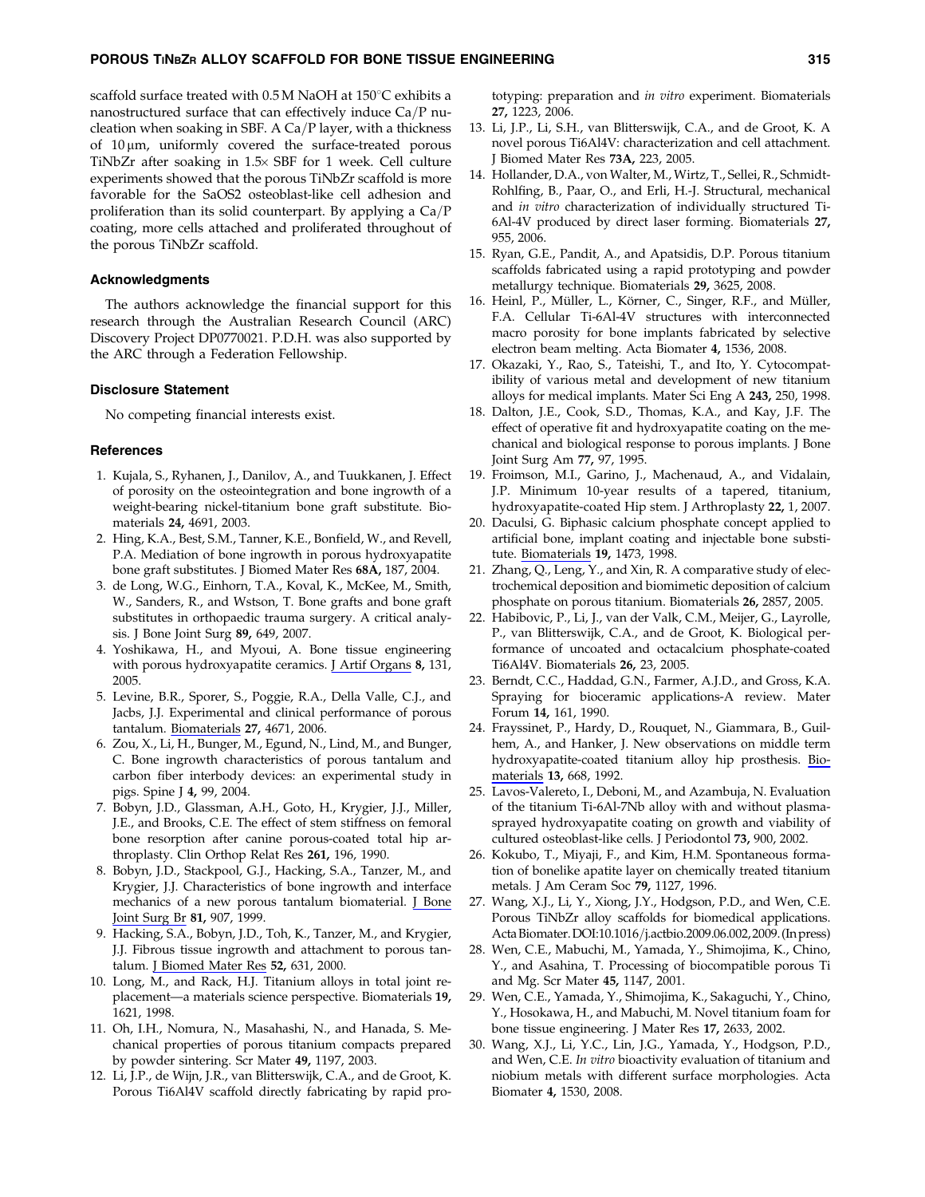scaffold surface treated with 0.5 M NaOH at 150°C exhibits a nanostructured surface that can effectively induce Ca/P nucleation when soaking in SBF. A Ca/P layer, with a thickness of 10 μm, uniformly covered the surface-treated porous TiNbZr after soaking in 1.5× SBF for 1 week. Cell culture experiments showed that the porous TiNbZr scaffold is more favorable for the SaOS2 osteoblast-like cell adhesion and proliferation than its solid counterpart. By applying a Ca/P coating, more cells attached and proliferated throughout of the porous TiNbZr scaffold.

### Acknowledgments

The authors acknowledge the financial support for this research through the Australian Research Council (ARC) Discovery Project DP0770021. P.D.H. was also supported by the ARC through a Federation Fellowship.

### Disclosure Statement

No competing financial interests exist.

### References

1. Kujala, S., Ryhanen, J., Danilov, A., and Tuukkanen, J. Effect of porosity on the osteointegration and bone ingrowth of a weight-bearing nickel-titanium bone graft substitute. Biomaterials **24,** 4691, 2003.
2. Hing, K.A., Best, S.M., Tanner, K.E., Bonfield, W., and Revell, P.A. Mediation of bone ingrowth in porous hydroxyapatite bone graft substitutes. J Biomed Mater Res **68A,** 187, 2004.
3. de Long, W.G., Einhorn, T.A., Koval, K., McKee, M., Smith, W., Sanders, R., and Wstson, T. Bone grafts and bone graft substitutes in orthopaedic trauma surgery. A critical analysis. J Bone Joint Surg **89,** 649, 2007.
4. Yoshikawa, H., and Myoui, A. Bone tissue engineering with porous hydroxyapatite ceramics. J Artif Organs **8,** 131, 2005.
5. Levine, B.R., Sporer, S., Poggie, R.A., Della Valle, C.J., and Jacbs, J.J. Experimental and clinical performance of porous tantalum. Biomaterials **27,** 4671, 2006.
6. Zou, X., Li, H., Bunger, M., Egund, N., Lind, M., and Bunger, C. Bone ingrowth characteristics of porous tantalum and carbon fiber interbody devices: an experimental study in pigs. Spine J **4,** 99, 2004.
7. Bobyn, J.D., Glassman, A.H., Goto, H., Krygier, J.J., Miller, J.E., and Brooks, C.E. The effect of stem stiffness on femoral bone resorption after canine porous-coated total hip arthroplasty. Clin Orthop Relat Res **261,** 196, 1990.
8. Bobyn, J.D., Stackpool, G.J., Hacking, S.A., Tanzer, M., and Krygier, J.J. Characteristics of bone ingrowth and interface mechanics of a new porous tantalum biomaterial. J Bone Joint Surg Br **81,** 907, 1999.
9. Hacking, S.A., Bobyn, J.D., Toh, K., Tanzer, M., and Krygier, J.J. Fibrous tissue ingrowth and attachment to porous tantalum. J Biomed Mater Res **52,** 631, 2000.
10. Long, M., and Rack, H.J. Titanium alloys in total joint replacement—a materials science perspective. Biomaterials **19,** 1621, 1998.
11. Oh, I.H., Nomura, N., Masahashi, N., and Hanada, S. Mechanical properties of porous titanium compacts prepared by powder sintering. Scr Mater **49,** 1197, 2003.
12. Li, J.P., de Wijn, J.R., van Blitterswijk, C.A., and de Groot, K. Porous Ti6Al4V scaffold directly fabricating by rapid prototyping: preparation and *in vitro* experiment. Biomaterials **27,** 1223, 2006.
13. Li, J.P., Li, S.H., van Blitterswijk, C.A., and de Groot, K. A novel porous Ti6Al4V: characterization and cell attachment. J Biomed Mater Res **73A,** 223, 2005.
14. Hollander, D.A., von Walter, M., Wirtz, T., Sellei, R., Schmidt-Rohlfing, B., Paar, O., and Erli, H.-J. Structural, mechanical and *in vitro* characterization of individually structured Ti-6Al-4V produced by direct laser forming. Biomaterials **27,** 955, 2006.
15. Ryan, G.E., Pandit, A., and Apatsidis, D.P. Porous titanium scaffolds fabricated using a rapid prototyping and powder metallurgy technique. Biomaterials **29,** 3625, 2008.
16. Heinl, P., Müller, L., Körner, C., Singer, R.F., and Müller, F.A. Cellular Ti-6Al-4V structures with interconnected macro porosity for bone implants fabricated by selective electron beam melting. Acta Biomater **4,** 1536, 2008.
17. Okazaki, Y., Rao, S., Tateishi, T., and Ito, Y. Cytocompatibility of various metal and development of new titanium alloys for medical implants. Mater Sci Eng A **243,** 250, 1998.
18. Dalton, J.E., Cook, S.D., Thomas, K.A., and Kay, J.F. The effect of operative fit and hydroxyapatite coating on the mechanical and biological response to porous implants. J Bone Joint Surg Am **77,** 97, 1995.
19. Froimson, M.I., Garino, J., Machenaud, A., and Vidalain, J.P. Minimum 10-year results of a tapered, titanium, hydroxyapatite-coated Hip stem. J Arthroplasty **22,** 1, 2007.
20. Daculsi, G. Biphasic calcium phosphate concept applied to artificial bone, implant coating and injectable bone substitute. Biomaterials **19,** 1473, 1998.
21. Zhang, Q., Leng, Y., and Xin, R. A comparative study of electrochemical deposition and biomimetic deposition of calcium phosphate on porous titanium. Biomaterials **26,** 2857, 2005.
22. Habibovic, P., Li, J., van der Valk, C.M., Meijer, G., Layrolle, P., van Blitterswijk, C.A., and de Groot, K. Biological performance of uncoated and octacalcium phosphate-coated Ti6Al4V. Biomaterials **26,** 23, 2005.
23. Berndt, C.C., Haddad, G.N., Farmer, A.J.D., and Gross, K.A. Spraying for bioceramic applications-A review. Mater Forum **14,** 161, 1990.
24. Frayssinet, P., Hardy, D., Rouquet, N., Giammara, B., Guilhem, A., and Hanker, J. New observations on middle term hydroxyapatite-coated titanium alloy hip prosthesis. Biomaterials **13,** 668, 1992.
25. Lavos-Valereto, I., Deboni, M., and Azambuja, N. Evaluation of the titanium Ti-6Al-7Nb alloy with and without plasma-sprayed hydroxyapatite coating on growth and viability of cultured osteoblast-like cells. J Periodontol **73,** 900, 2002.
26. Kokubo, T., Miyaji, F., and Kim, H.M. Spontaneous formation of bonelike apatite layer on chemically treated titanium metals. J Am Ceram Soc **79,** 1127, 1996.
27. Wang, X.J., Li, Y., Xiong, J.Y., Hodgson, P.D., and Wen, C.E. Porous TiNbZr alloy scaffolds for biomedical applications. Acta Biomater. DOI:10.1016/j.actbio.2009.06.002, 2009. (In press)
28. Wen, C.E., Mabuchi, M., Yamada, Y., Shimojima, K., Chino, Y., and Asahina, T. Processing of biocompatible porous Ti and Mg. Scr Mater **45,** 1147, 2001.
29. Wen, C.E., Yamada, Y., Shimojima, K., Sakaguchi, Y., Chino, Y., Hosokawa, H., and Mabuchi, M. Novel titanium foam for bone tissue engineering. J Mater Res **17,** 2633, 2002.
30. Wang, X.J., Li, Y.C., Lin, J.G., Yamada, Y., Hodgson, P.D., and Wen, C.E. *In vitro* bioactivity evaluation of titanium and niobium metals with different surface morphologies. Acta Biomater **4,** 1530, 2008.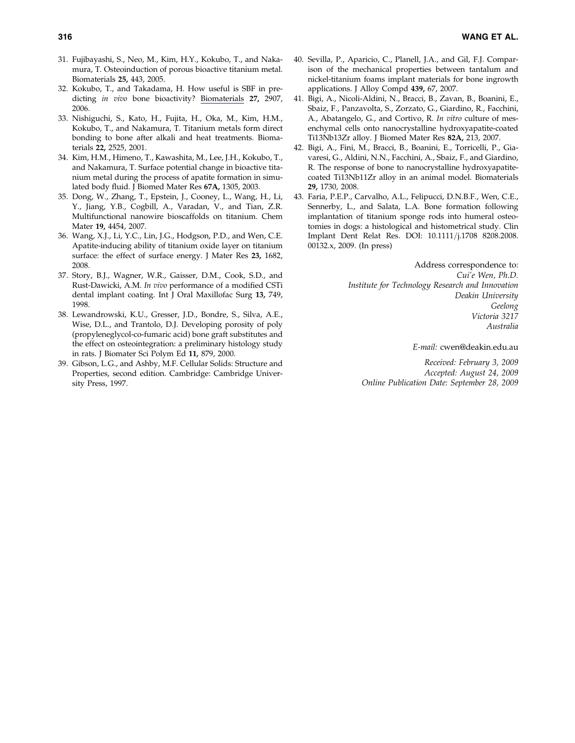31. Fujibayashi, S., Neo, M., Kim, H.Y., Kokubo, T., and Nakamura, T. Osteoinduction of porous bioactive titanium metal. Biomaterials **25,** 443, 2005.
32. Kokubo, T., and Takadama, H. How useful is SBF in predicting *in vivo* bone bioactivity? Biomaterials **27,** 2907, 2006.
33. Nishiguchi, S., Kato, H., Fujita, H., Oka, M., Kim, H.M., Kokubo, T., and Nakamura, T. Titanium metals form direct bonding to bone after alkali and heat treatments. Biomaterials **22,** 2525, 2001.
34. Kim, H.M., Himeno, T., Kawashita, M., Lee, J.H., Kokubo, T., and Nakamura, T. Surface potential change in bioactive titanium metal during the process of apatite formation in simulated body fluid. J Biomed Mater Res **67A,** 1305, 2003.
35. Dong, W., Zhang, T., Epstein, J., Cooney, L., Wang, H., Li, Y., Jiang, Y.B., Cogbill, A., Varadan, V., and Tian, Z.R. Multifunctional nanowire bioscaffolds on titanium. Chem Mater **19,** 4454, 2007.
36. Wang, X.J., Li, Y.C., Lin, J.G., Hodgson, P.D., and Wen, C.E. Apatite-inducing ability of titanium oxide layer on titanium surface: the effect of surface energy. J Mater Res **23,** 1682, 2008.
37. Story, B.J., Wagner, W.R., Gaisser, D.M., Cook, S.D., and Rust-Dawicki, A.M. *In vivo* performance of a modified CSTi dental implant coating. Int J Oral Maxillofac Surg **13,** 749, 1998.
38. Lewandrowski, K.U., Gresser, J.D., Bondre, S., Silva, A.E., Wise, D.L., and Trantolo, D.J. Developing porosity of poly (propyleneglycol-co-fumaric acid) bone graft substitutes and the effect on osteointegration: a preliminary histology study in rats. J Biomater Sci Polym Ed **11,** 879, 2000.
39. Gibson, L.G., and Ashby, M.F. Cellular Solids: Structure and Properties, second edition. Cambridge: Cambridge University Press, 1997.
40. Sevilla, P., Aparicio, C., Planell, J.A., and Gil, F.J. Comparison of the mechanical properties between tantalum and nickel-titanium foams implant materials for bone ingrowth applications. J Alloy Compd **439,** 67, 2007.
41. Bigi, A., Nicoli-Aldini, N., Bracci, B., Zavan, B., Boanini, E., Sbaiz, F., Panzavolta, S., Zorzato, G., Giardino, R., Facchini, A., Abatangelo, G., and Cortivo, R. *In vitro* culture of mesenchymal cells onto nanocrystalline hydroxyapatite-coated Ti13Nb13Zr alloy. J Biomed Mater Res **82A,** 213, 2007.
42. Bigi, A., Fini, M., Bracci, B., Boanini, E., Torricelli, P., Giavaresi, G., Aldini, N.N., Facchini, A., Sbaiz, F., and Giardino, R. The response of bone to nanocrystalline hydroxyapatite-coated Ti13Nb11Zr alloy in an animal model. Biomaterials **29,** 1730, 2008.
43. Faria, P.E.P., Carvalho, A.L., Felipucci, D.N.B.F., Wen, C.E., Sennerby, L., and Salata, L.A. Bone formation following implantation of titanium sponge rods into humeral osteotomies in dogs: a histological and histometrical study. Clin Implant Dent Relat Res. DOI: 10.1111/j.1708 8208.2008.00132.x, 2009. (In press)

Address correspondence to:
*Cui'e Wen, Ph.D.*
*Institute for Technology Research and Innovation*
*Deakin University*
*Geelong*
*Victoria 3217*
*Australia*

*E-mail:* cwen@deakin.edu.au

*Received: February 3, 2009*
*Accepted: August 24, 2009*
*Online Publication Date: September 28, 2009*